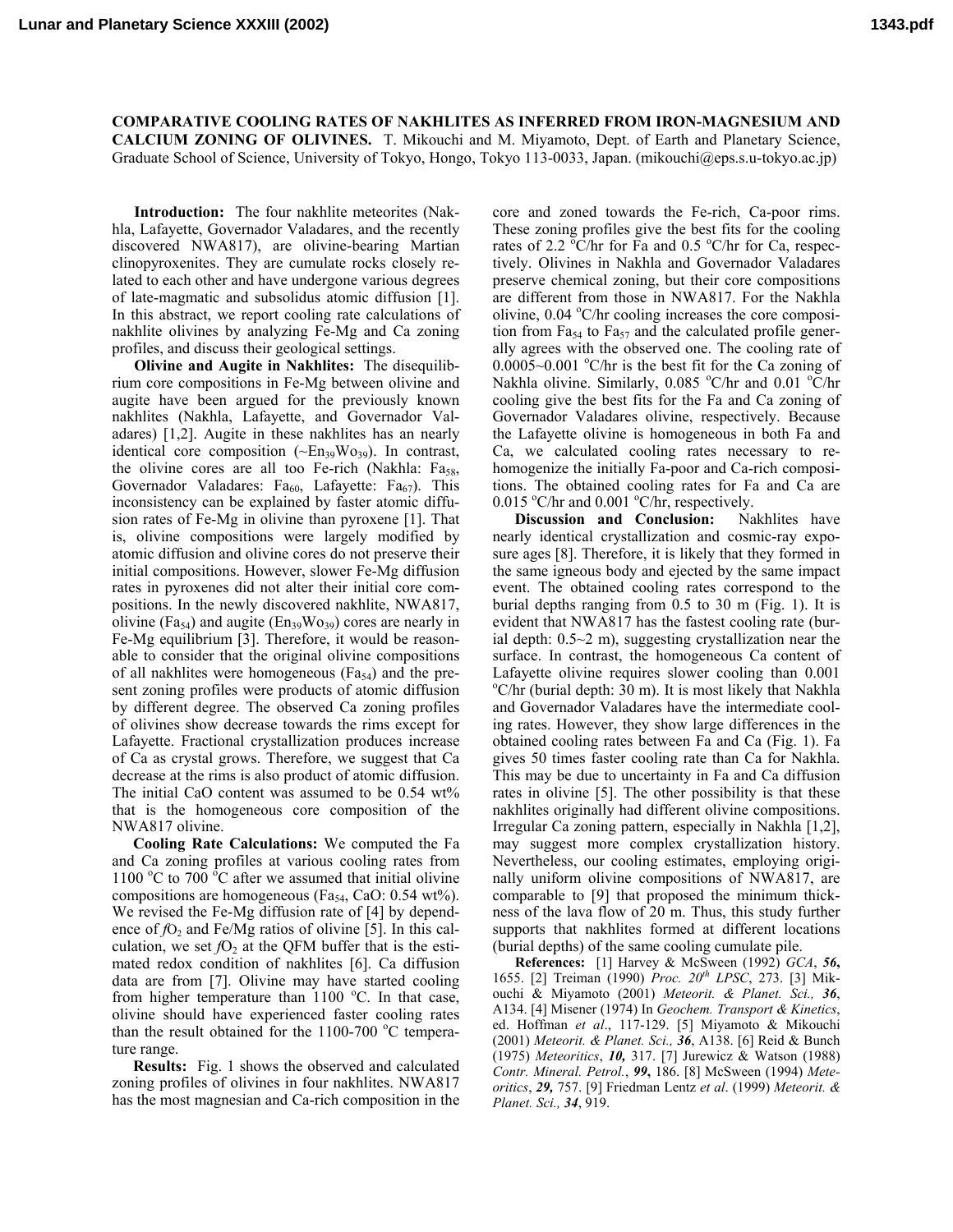# COMPARATIVE COOLING RATES OF NAKHLITES AS INFERRED FROM IRON-MAGNESIUM AND CALCIUM ZONING OF OLIVINES.

T. Mikouchi and M. Miyamoto, Dept. of Earth and Planetary Science, Graduate School of Science, University of Tokyo, Hongo, Tokyo 113-0033, Japan. (mikouchi@eps.s.u-tokyo.ac.jp)

**Introduction:** The four nakhlite meteorites (Nakhla, Lafayette, Governador Valadares, and the recently discovered NWA817), are olivine-bearing Martian clinopyroxenites. They are cumulate rocks closely related to each other and have undergone various degrees of late-magmatic and subsolidus atomic diffusion [1]. In this abstract, we report cooling rate calculations of nakhlite olivines by analyzing Fe-Mg and Ca zoning profiles, and discuss their geological settings.

**Olivine and Augite in Nakhlites:** The disequilibrium core compositions in Fe-Mg between olivine and augite have been argued for the previously known nakhlites (Nakhla, Lafayette, and Governador Valadares) [1,2]. Augite in these nakhlites has an nearly identical core composition (~$En_{39}Wo_{39}$). In contrast, the olivine cores are all too Fe-rich (Nakhla: $Fa_{58}$, Governador Valadares: $Fa_{60}$, Lafayette: $Fa_{67}$). This inconsistency can be explained by faster atomic diffusion rates of Fe-Mg in olivine than pyroxene [1]. That is, olivine compositions were largely modified by atomic diffusion and olivine cores do not preserve their initial compositions. However, slower Fe-Mg diffusion rates in pyroxenes did not alter their initial core compositions. In the newly discovered nakhlite, NWA817, olivine ($Fa_{54}$) and augite ($En_{39}Wo_{39}$) cores are nearly in Fe-Mg equilibrium [3]. Therefore, it would be reasonable to consider that the original olivine compositions of all nakhlites were homogeneous ($Fa_{54}$) and the present zoning profiles were products of atomic diffusion by different degree. The observed Ca zoning profiles of olivines show decrease towards the rims except for Lafayette. Fractional crystallization produces increase of Ca as crystal grows. Therefore, we suggest that Ca decrease at the rims is also product of atomic diffusion. The initial CaO content was assumed to be 0.54 wt% that is the homogeneous core composition of the NWA817 olivine.

**Cooling Rate Calculations:** We computed the Fa and Ca zoning profiles at various cooling rates from 1100 °C to 700 °C after we assumed that initial olivine compositions are homogeneous ($Fa_{54}$, CaO: 0.54 wt%). We revised the Fe-Mg diffusion rate of [4] by dependence of $fO_2$ and Fe/Mg ratios of olivine [5]. In this calculation, we set $fO_2$ at the QFM buffer that is the estimated redox condition of nakhlites [6]. Ca diffusion data are from [7]. Olivine may have started cooling from higher temperature than 1100 °C. In that case, olivine should have experienced faster cooling rates than the result obtained for the 1100-700 °C temperature range.

**Results:** Fig. 1 shows the observed and calculated zoning profiles of olivines in four nakhlites. NWA817 has the most magnesian and Ca-rich composition in the core and zoned towards the Fe-rich, Ca-poor rims. These zoning profiles give the best fits for the cooling rates of 2.2 °C/hr for Fa and 0.5 °C/hr for Ca, respectively. Olivines in Nakhla and Governador Valadares preserve chemical zoning, but their core compositions are different from those in NWA817. For the Nakhla olivine, 0.04 °C/hr cooling increases the core composition from $Fa_{54}$ to $Fa_{57}$ and the calculated profile generally agrees with the observed one. The cooling rate of 0.0005~0.001 °C/hr is the best fit for the Ca zoning of Nakhla olivine. Similarly, 0.085 °C/hr and 0.01 °C/hr cooling give the best fits for the Fa and Ca zoning of Governador Valadares olivine, respectively. Because the Lafayette olivine is homogeneous in both Fa and Ca, we calculated cooling rates necessary to rehomogenize the initially Fa-poor and Ca-rich compositions. The obtained cooling rates for Fa and Ca are 0.015 °C/hr and 0.001 °C/hr, respectively.

**Discussion and Conclusion:** Nakhlites have nearly identical crystallization and cosmic-ray exposure ages [8]. Therefore, it is likely that they formed in the same igneous body and ejected by the same impact event. The obtained cooling rates correspond to the burial depths ranging from 0.5 to 30 m (Fig. 1). It is evident that NWA817 has the fastest cooling rate (burial depth: 0.5~2 m), suggesting crystallization near the surface. In contrast, the homogeneous Ca content of Lafayette olivine requires slower cooling than 0.001 °C/hr (burial depth: 30 m). It is most likely that Nakhla and Governador Valadares have the intermediate cooling rates. However, they show large differences in the obtained cooling rates between Fa and Ca (Fig. 1). Fa gives 50 times faster cooling rate than Ca for Nakhla. This may be due to uncertainty in Fa and Ca diffusion rates in olivine [5]. The other possibility is that these nakhlites originally had different olivine compositions. Irregular Ca zoning pattern, especially in Nakhla [1,2], may suggest more complex crystallization history. Nevertheless, our cooling estimates, employing originally uniform olivine compositions of NWA817, are comparable to [9] that proposed the minimum thickness of the lava flow of 20 m. Thus, this study further supports that nakhlites formed at different locations (burial depths) of the same cooling cumulate pile.

**References:** [1] Harvey & McSween (1992) *GCA*, ***56***, 1655. [2] Treiman (1990) *Proc. 20th LPSC*, 273. [3] Mikouchi & Miyamoto (2001) *Meteorit. & Planet. Sci.*, ***36***, A134. [4] Misener (1974) In *Geochem. Transport & Kinetics*, ed. Hoffman *et al*., 117-129. [5] Miyamoto & Mikouchi (2001) *Meteorit. & Planet. Sci.*, ***36***, A138. [6] Reid & Bunch (1975) *Meteoritics*, ***10,*** 317. [7] Jurewicz & Watson (1988) *Contr. Mineral. Petrol.*, ***99***, 186. [8] McSween (1994) *Meteoritics*, ***29,*** 757. [9] Friedman Lentz *et al*. (1999) *Meteorit. & Planet. Sci.*, ***34***, 919.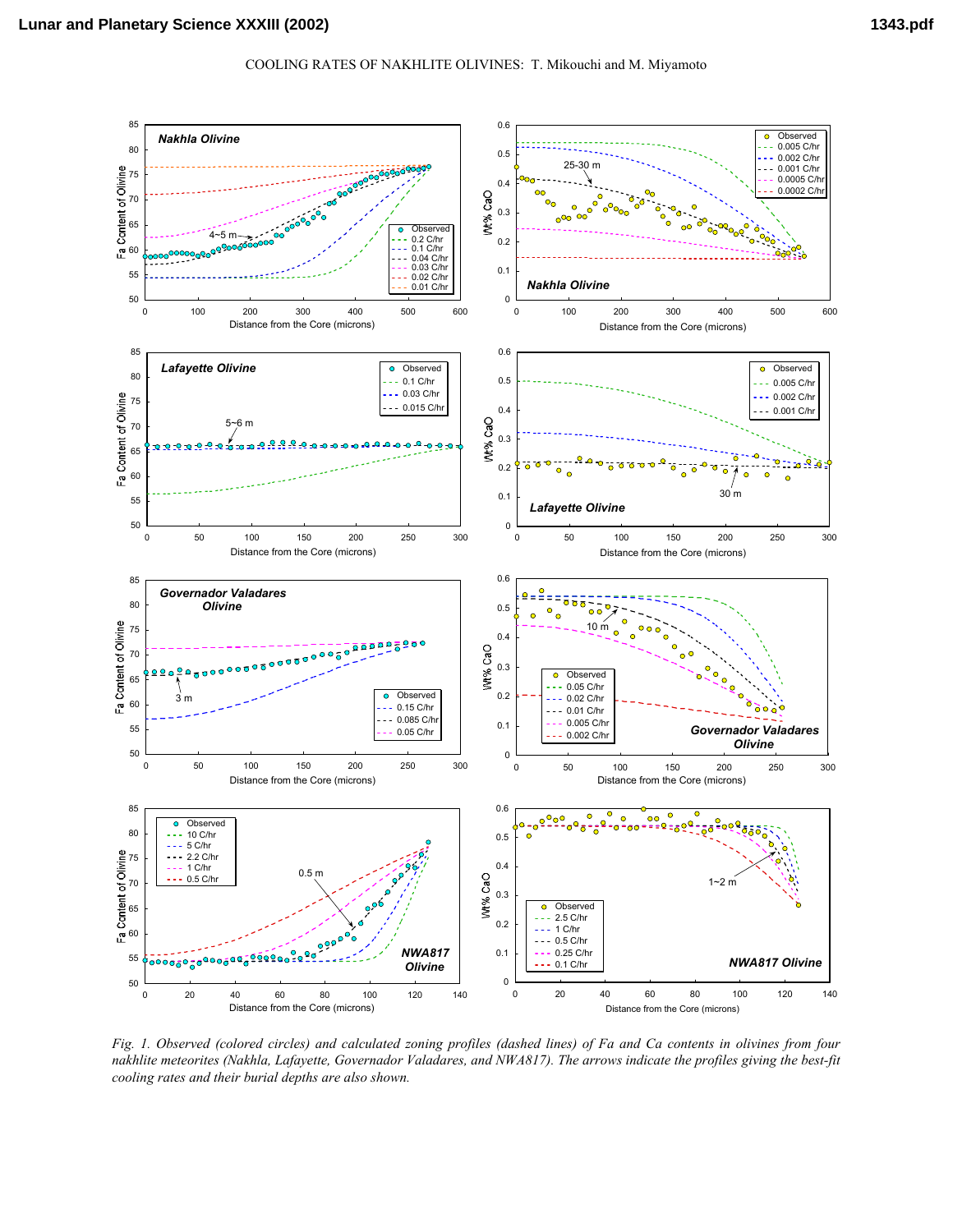Nakhla Olivine

Fa Content of Olivine

Distance from the Core (microns)

4~5 m

Observed
0.2 C/hr
0.1 C/hr
0.04 C/hr
0.03 C/hr
0.02 C/hr
0.01 C/hr

Wt% CaO

25-30 m

Observed
0.005 C/hr
0.002 C/hr
0.001 C/hr
0.0005 C/hr
0.0002 C/hr

Lafayette Olivine

5~6 m

Observed
0.1 C/hr
0.03 C/hr
0.015 C/hr

30 m

Observed
0.005 C/hr
0.002 C/hr
0.001 C/hr

Governador Valadares Olivine

3 m

Observed
0.15 C/hr
0.085 C/hr
0.05 C/hr

10 m

Observed
0.05 C/hr
0.02 C/hr
0.01 C/hr
0.005 C/hr
0.002 C/hr

NWA817 Olivine

0.5 m

Observed
10 C/hr
5 C/hr
2.2 C/hr
1 C/hr
0.5 C/hr

1~2 m

Observed
2.5 C/hr
1 C/hr
0.5 C/hr
0.25 C/hr
0.1 C/hr

*Fig. 1. Observed (colored circles) and calculated zoning profiles (dashed lines) of Fa and Ca contents in olivines from four nakhlite meteorites (Nakhla, Lafayette, Governador Valadares, and NWA817). The arrows indicate the profiles giving the best-fit cooling rates and their burial depths are also shown.*